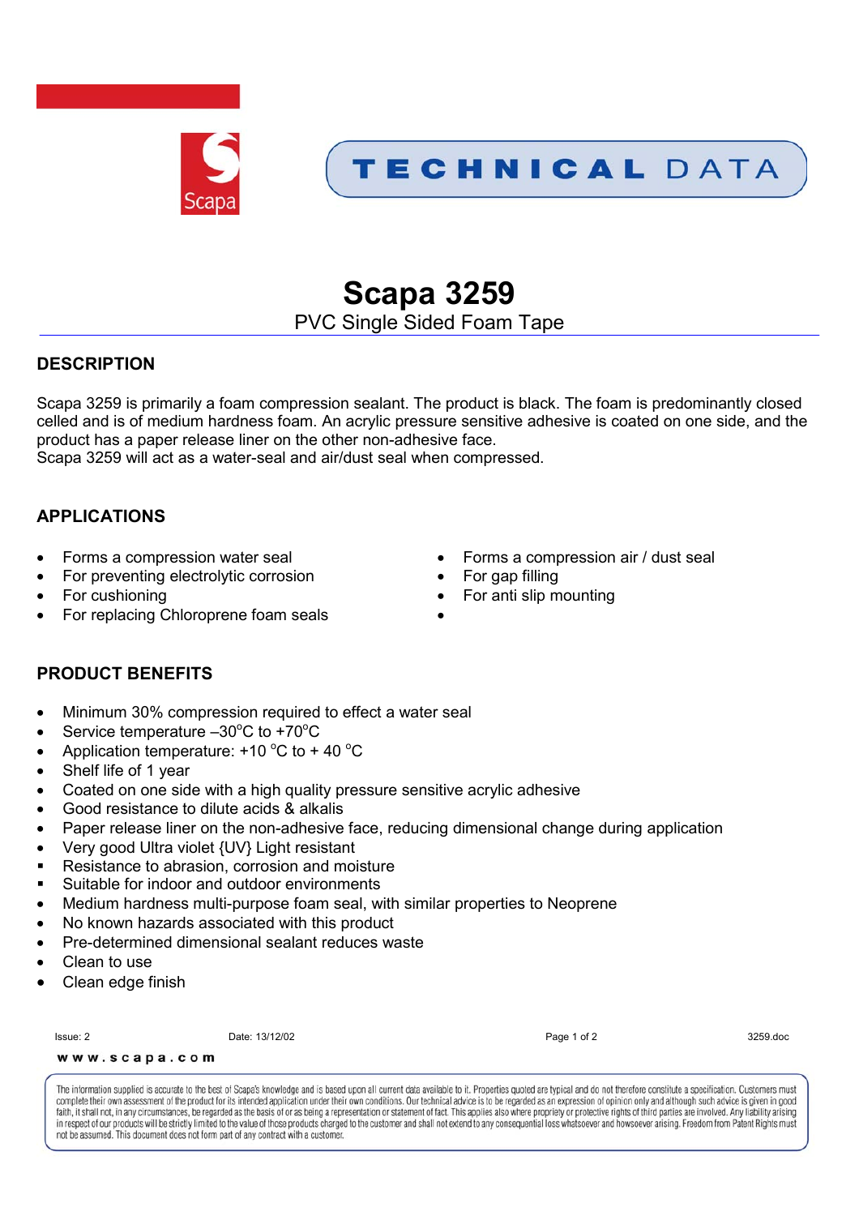Scapa

# TECHNICAL DATA

# Scapa 3259

PVC Single Sided Foam Tape

## DESCRIPTION

Scapa 3259 is primarily a foam compression sealant. The product is black. The foam is predominantly closed celled and is of medium hardness foam. An acrylic pressure sensitive adhesive is coated on one side, and the product has a paper release liner on the other non-adhesive face.
Scapa 3259 will act as a water-seal and air/dust seal when compressed.

## APPLICATIONS

- Forms a compression water seal
- For preventing electrolytic corrosion
- For cushioning
- For replacing Chloroprene foam seals
- Forms a compression air / dust seal
- For gap filling
- For anti slip mounting

## PRODUCT BENEFITS

- Minimum 30% compression required to effect a water seal
- Service temperature –30°C to +70°C
- Application temperature: +10 °C to + 40 °C
- Shelf life of 1 year
- Coated on one side with a high quality pressure sensitive acrylic adhesive
- Good resistance to dilute acids & alkalis
- Paper release liner on the non-adhesive face, reducing dimensional change during application
- Very good Ultra violet {UV} Light resistant
- Resistance to abrasion, corrosion and moisture
- Suitable for indoor and outdoor environments
- Medium hardness multi-purpose foam seal, with similar properties to Neoprene
- No known hazards associated with this product
- Pre-determined dimensional sealant reduces waste
- Clean to use
- Clean edge finish

Issue: 2 Date: 13/12/02 3259.doc

www.scapa.com

The information supplied is accurate to the best of Scapa's knowledge and is based upon all current data available to it. Properties quoted are typical and do not therefore constitute a specification. Customers must complete their own assessment of the product for its intended application under their own conditions. Our technical advice is to be regarded as an expression of opinion only and although such advice is given in good faith, it shall not, in any circumstances, be regarded as the basis of or as being a representation or statement of fact. This applies also where propriety or protective rights of third parties are involved. Any liability arising in respect of our products will be strictly limited to the value of those products charged to the customer and shall not extend to any consequential loss whatsoever and howsoever arising. Freedom from Patent Rights must not be assumed. This document does not form part of any contract with a customer.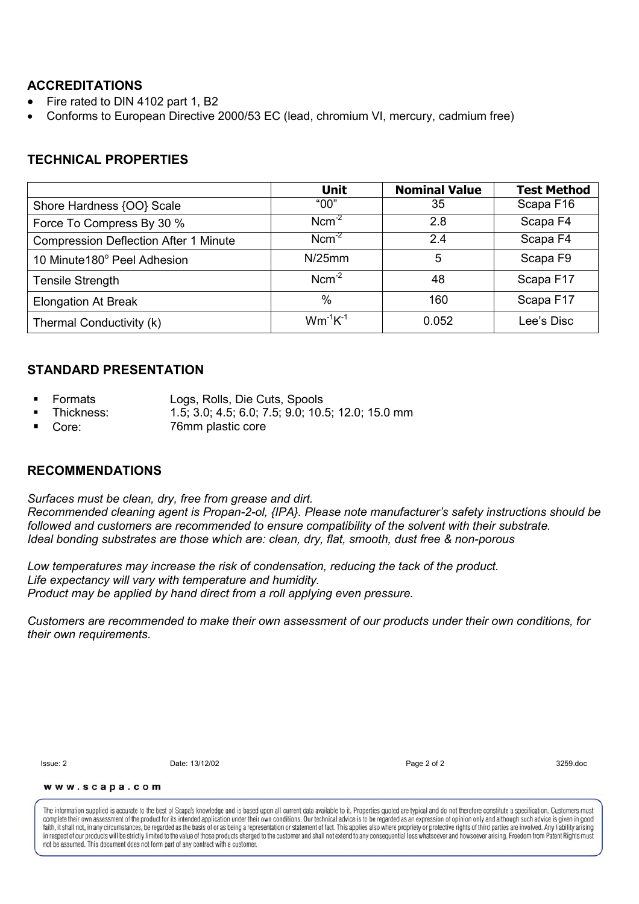## ACCREDITATIONS

- Fire rated to DIN 4102 part 1, B2
- Conforms to European Directive 2000/53 EC (lead, chromium VI, mercury, cadmium free)

## TECHNICAL PROPERTIES

| | Unit | Nominal Value | Test Method |
|---|---|---|---|
| Shore Hardness {OO} Scale | "00" | 35 | Scapa F16 |
| Force To Compress By 30 % | $Ncm^{-2}$ | 2.8 | Scapa F4 |
| Compression Deflection After 1 Minute | $Ncm^{-2}$ | 2.4 | Scapa F4 |
| 10 Minute180° Peel Adhesion | N/25mm | 5 | Scapa F9 |
| Tensile Strength | $Ncm^{-2}$ | 48 | Scapa F17 |
| Elongation At Break | % | 160 | Scapa F17 |
| Thermal Conductivity (k) | $Wm^{-1}K^{-1}$ | 0.052 | Lee's Disc |

## STANDARD PRESENTATION

- Formats: Logs, Rolls, Die Cuts, Spools
- Thickness: 1.5; 3.0; 4.5; 6.0; 7.5; 9.0; 10.5; 12.0; 15.0 mm
- Core: 76mm plastic core

## RECOMMENDATIONS

*Surfaces must be clean, dry, free from grease and dirt.*
*Recommended cleaning agent is Propan-2-ol, {IPA}. Please note manufacturer's safety instructions should be followed and customers are recommended to ensure compatibility of the solvent with their substrate.*
*Ideal bonding substrates are those which are: clean, dry, flat, smooth, dust free & non-porous*

*Low temperatures may increase the risk of condensation, reducing the tack of the product.*
*Life expectancy will vary with temperature and humidity.*
*Product may be applied by hand direct from a roll applying even pressure.*

*Customers are recommended to make their own assessment of our products under their own conditions, for their own requirements.*

Issue: 2 Date: 13/12/02 3259.doc

www.scapa.com

The information supplied is accurate to the best of Scapa's knowledge and is based upon all current data available to it. Properties quoted are typical and do not therefore constitute a specification. Customers must complete their own assessment of the product for its intended application under their own conditions. Our technical advice is to be regarded as an expression of opinion only and although such advice is given in good faith, it shall not, in any circumstances, be regarded as the basis of or as being a representation or statement of fact. This applies also where propriety or protective rights of third parties are involved. Any liability arising in respect of our products will be strictly limited to the value of those products charged to the customer and shall not extend to any consequential loss whatsoever and howsoever arising. Freedom from Patent Rights must not be assumed. This document does not form part of any contract with a customer.